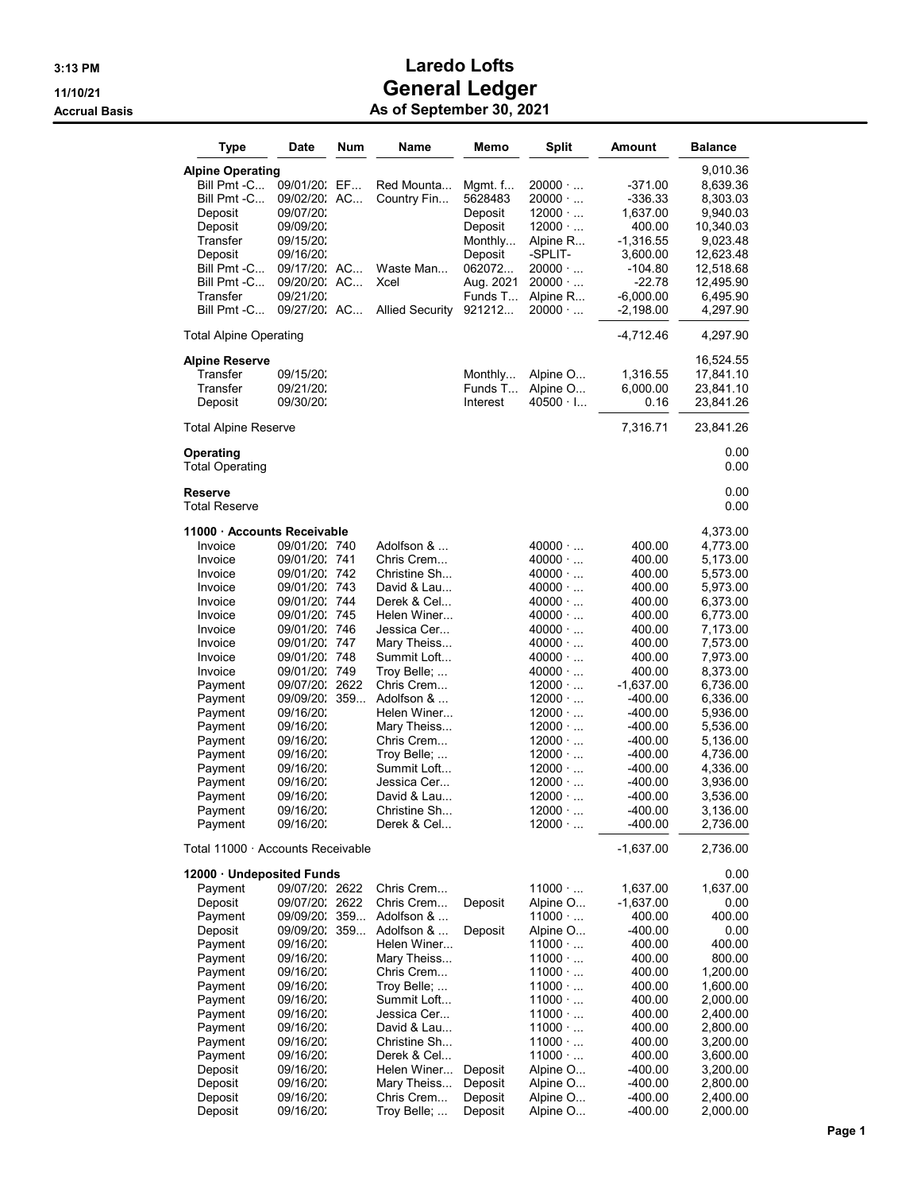# Laredo Lofts
## General Ledger
### As of September 30, 2021

3:13 PM
11/10/21
Accrual Basis

| Type | Date | Num | Name | Memo | Split | Amount | Balance |
|---|---|---|---|---|---|---|---|
| **Alpine Operating** | | | | | | | 9,010.36 |
| Bill Pmt -C... | 09/01/20: | EF... | Red Mounta... | Mgmt. f... | 20000 · ... | -371.00 | 8,639.36 |
| Bill Pmt -C... | 09/02/20: | AC... | Country Fin... | 5628483 | 20000 · ... | -336.33 | 8,303.03 |
| Deposit | 09/07/20: | | | Deposit | 12000 · ... | 1,637.00 | 9,940.03 |
| Deposit | 09/09/20: | | | Deposit | 12000 · ... | 400.00 | 10,340.03 |
| Transfer | 09/15/20: | | | Monthly... | Alpine R... | -1,316.55 | 9,023.48 |
| Deposit | 09/16/20: | | | Deposit | -SPLIT- | 3,600.00 | 12,623.48 |
| Bill Pmt -C... | 09/17/20: | AC... | Waste Man... | 062072... | 20000 · ... | -104.80 | 12,518.68 |
| Bill Pmt -C... | 09/20/20: | AC... | Xcel | Aug. 2021 | 20000 · ... | -22.78 | 12,495.90 |
| Transfer | 09/21/20: | | | Funds T... | Alpine R... | -6,000.00 | 6,495.90 |
| Bill Pmt -C... | 09/27/20: | AC... | Allied Security | 921212... | 20000 · ... | -2,198.00 | 4,297.90 |
| Total Alpine Operating | | | | | | -4,712.46 | 4,297.90 |
| **Alpine Reserve** | | | | | | | 16,524.55 |
| Transfer | 09/15/20: | | | Monthly... | Alpine O... | 1,316.55 | 17,841.10 |
| Transfer | 09/21/20: | | | Funds T... | Alpine O... | 6,000.00 | 23,841.10 |
| Deposit | 09/30/20: | | | Interest | 40500 · I... | 0.16 | 23,841.26 |
| Total Alpine Reserve | | | | | | 7,316.71 | 23,841.26 |
| **Operating** | | | | | | | 0.00 |
| Total Operating | | | | | | | 0.00 |
| **Reserve** | | | | | | | 0.00 |
| Total Reserve | | | | | | | 0.00 |
| **11000 · Accounts Receivable** | | | | | | | 4,373.00 |
| Invoice | 09/01/20: | 740 | Adolfson & ... | | 40000 · ... | 400.00 | 4,773.00 |
| Invoice | 09/01/20: | 741 | Chris Crem... | | 40000 · ... | 400.00 | 5,173.00 |
| Invoice | 09/01/20: | 742 | Christine Sh... | | 40000 · ... | 400.00 | 5,573.00 |
| Invoice | 09/01/20: | 743 | David & Lau... | | 40000 · ... | 400.00 | 5,973.00 |
| Invoice | 09/01/20: | 744 | Derek & Cel... | | 40000 · ... | 400.00 | 6,373.00 |
| Invoice | 09/01/20: | 745 | Helen Winer... | | 40000 · ... | 400.00 | 6,773.00 |
| Invoice | 09/01/20: | 746 | Jessica Cer... | | 40000 · ... | 400.00 | 7,173.00 |
| Invoice | 09/01/20: | 747 | Mary Theiss... | | 40000 · ... | 400.00 | 7,573.00 |
| Invoice | 09/01/20: | 748 | Summit Loft... | | 40000 · ... | 400.00 | 7,973.00 |
| Invoice | 09/01/20: | 749 | Troy Belle; ... | | 40000 · ... | 400.00 | 8,373.00 |
| Payment | 09/07/20: | 2622 | Chris Crem... | | 12000 · ... | -1,637.00 | 6,736.00 |
| Payment | 09/09/20: | 359... | Adolfson & ... | | 12000 · ... | -400.00 | 6,336.00 |
| Payment | 09/16/20: | | Helen Winer... | | 12000 · ... | -400.00 | 5,936.00 |
| Payment | 09/16/20: | | Mary Theiss... | | 12000 · ... | -400.00 | 5,536.00 |
| Payment | 09/16/20: | | Chris Crem... | | 12000 · ... | -400.00 | 5,136.00 |
| Payment | 09/16/20: | | Troy Belle; ... | | 12000 · ... | -400.00 | 4,736.00 |
| Payment | 09/16/20: | | Summit Loft... | | 12000 · ... | -400.00 | 4,336.00 |
| Payment | 09/16/20: | | Jessica Cer... | | 12000 · ... | -400.00 | 3,936.00 |
| Payment | 09/16/20: | | David & Lau... | | 12000 · ... | -400.00 | 3,536.00 |
| Payment | 09/16/20: | | Christine Sh... | | 12000 · ... | -400.00 | 3,136.00 |
| Payment | 09/16/20: | | Derek & Cel... | | 12000 · ... | -400.00 | 2,736.00 |
| Total 11000 · Accounts Receivable | | | | | | -1,637.00 | 2,736.00 |
| **12000 · Undeposited Funds** | | | | | | | 0.00 |
| Payment | 09/07/20: | 2622 | Chris Crem... | | 11000 · ... | 1,637.00 | 1,637.00 |
| Deposit | 09/07/20: | 2622 | Chris Crem... | Deposit | Alpine O... | -1,637.00 | 0.00 |
| Payment | 09/09/20: | 359... | Adolfson & ... | | 11000 · ... | 400.00 | 400.00 |
| Deposit | 09/09/20: | 359... | Adolfson & ... | Deposit | Alpine O... | -400.00 | 0.00 |
| Payment | 09/16/20: | | Helen Winer... | | 11000 · ... | 400.00 | 400.00 |
| Payment | 09/16/20: | | Mary Theiss... | | 11000 · ... | 400.00 | 800.00 |
| Payment | 09/16/20: | | Chris Crem... | | 11000 · ... | 400.00 | 1,200.00 |
| Payment | 09/16/20: | | Troy Belle; ... | | 11000 · ... | 400.00 | 1,600.00 |
| Payment | 09/16/20: | | Summit Loft... | | 11000 · ... | 400.00 | 2,000.00 |
| Payment | 09/16/20: | | Jessica Cer... | | 11000 · ... | 400.00 | 2,400.00 |
| Payment | 09/16/20: | | David & Lau... | | 11000 · ... | 400.00 | 2,800.00 |
| Payment | 09/16/20: | | Christine Sh... | | 11000 · ... | 400.00 | 3,200.00 |
| Payment | 09/16/20: | | Derek & Cel... | | 11000 · ... | 400.00 | 3,600.00 |
| Deposit | 09/16/20: | | Helen Winer... | Deposit | Alpine O... | -400.00 | 3,200.00 |
| Deposit | 09/16/20: | | Mary Theiss... | Deposit | Alpine O... | -400.00 | 2,800.00 |
| Deposit | 09/16/20: | | Chris Crem... | Deposit | Alpine O... | -400.00 | 2,400.00 |
| Deposit | 09/16/20: | | Troy Belle; ... | Deposit | Alpine O... | -400.00 | 2,000.00 |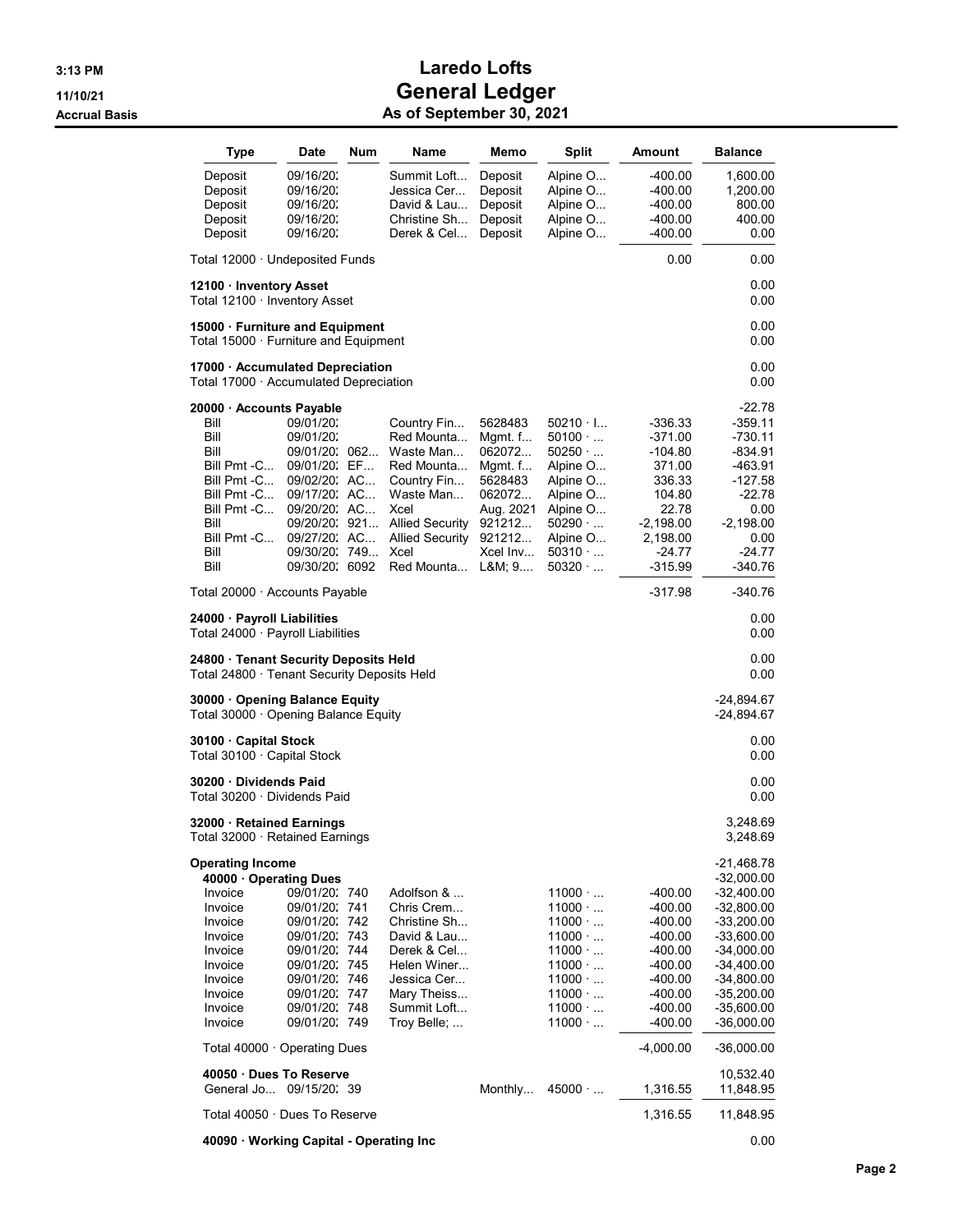**3:13 PM**
**11/10/21**
**Accrual Basis**

# Laredo Lofts
# General Ledger
## As of September 30, 2021

| Type | Date | Num | Name | Memo | Split | Amount | Balance |
|---|---|---|---|---|---|---|---|
| Deposit | 09/16/20: | | Summit Loft... | Deposit | Alpine O... | -400.00 | 1,600.00 |
| Deposit | 09/16/20: | | Jessica Cer... | Deposit | Alpine O... | -400.00 | 1,200.00 |
| Deposit | 09/16/20: | | David & Lau... | Deposit | Alpine O... | -400.00 | 800.00 |
| Deposit | 09/16/20: | | Christine Sh... | Deposit | Alpine O... | -400.00 | 400.00 |
| Deposit | 09/16/20: | | Derek & Cel... | Deposit | Alpine O... | -400.00 | 0.00 |
| Total 12000 · Undeposited Funds | | | | | | 0.00 | 0.00 |
| **12100 · Inventory Asset** | | | | | | | 0.00 |
| Total 12100 · Inventory Asset | | | | | | | 0.00 |
| **15000 · Furniture and Equipment** | | | | | | | 0.00 |
| Total 15000 · Furniture and Equipment | | | | | | | 0.00 |
| **17000 · Accumulated Depreciation** | | | | | | | 0.00 |
| Total 17000 · Accumulated Depreciation | | | | | | | 0.00 |
| **20000 · Accounts Payable** | | | | | | | -22.78 |
| Bill | 09/01/20: | | Country Fin... | 5628483 | 50210 · I... | -336.33 | -359.11 |
| Bill | 09/01/20: | | Red Mounta... | Mgmt. f... | 50100 · ... | -371.00 | -730.11 |
| Bill | 09/01/20: | 062... | Waste Man... | 062072... | 50250 · ... | -104.80 | -834.91 |
| Bill Pmt -C... | 09/01/20: | EF... | Red Mounta... | Mgmt. f... | Alpine O... | 371.00 | -463.91 |
| Bill Pmt -C... | 09/02/20: | AC... | Country Fin... | 5628483 | Alpine O... | 336.33 | -127.58 |
| Bill Pmt -C... | 09/17/20: | AC... | Waste Man... | 062072... | Alpine O... | 104.80 | -22.78 |
| Bill Pmt -C... | 09/20/20: | AC... | Xcel | Aug. 2021 | Alpine O... | 22.78 | 0.00 |
| Bill | 09/20/20: | 921... | Allied Security | 921212... | 50290 · ... | -2,198.00 | -2,198.00 |
| Bill Pmt -C... | 09/27/20: | AC... | Allied Security | 921212... | Alpine O... | 2,198.00 | 0.00 |
| Bill | 09/30/20: | 749... | Xcel | Xcel Inv... | 50310 · ... | -24.77 | -24.77 |
| Bill | 09/30/20: | 6092 | Red Mounta... | L&M; 9.... | 50320 · ... | -315.99 | -340.76 |
| Total 20000 · Accounts Payable | | | | | | -317.98 | -340.76 |
| **24000 · Payroll Liabilities** | | | | | | | 0.00 |
| Total 24000 · Payroll Liabilities | | | | | | | 0.00 |
| **24800 · Tenant Security Deposits Held** | | | | | | | 0.00 |
| Total 24800 · Tenant Security Deposits Held | | | | | | | 0.00 |
| **30000 · Opening Balance Equity** | | | | | | | -24,894.67 |
| Total 30000 · Opening Balance Equity | | | | | | | -24,894.67 |
| **30100 · Capital Stock** | | | | | | | 0.00 |
| Total 30100 · Capital Stock | | | | | | | 0.00 |
| **30200 · Dividends Paid** | | | | | | | 0.00 |
| Total 30200 · Dividends Paid | | | | | | | 0.00 |
| **32000 · Retained Earnings** | | | | | | | 3,248.69 |
| Total 32000 · Retained Earnings | | | | | | | 3,248.69 |
| **Operating Income** | | | | | | | -21,468.78 |
| **40000 · Operating Dues** | | | | | | | -32,000.00 |
| Invoice | 09/01/20: | 740 | Adolfson & ... | | 11000 · ... | -400.00 | -32,400.00 |
| Invoice | 09/01/20: | 741 | Chris Crem... | | 11000 · ... | -400.00 | -32,800.00 |
| Invoice | 09/01/20: | 742 | Christine Sh... | | 11000 · ... | -400.00 | -33,200.00 |
| Invoice | 09/01/20: | 743 | David & Lau... | | 11000 · ... | -400.00 | -33,600.00 |
| Invoice | 09/01/20: | 744 | Derek & Cel... | | 11000 · ... | -400.00 | -34,000.00 |
| Invoice | 09/01/20: | 745 | Helen Winer... | | 11000 · ... | -400.00 | -34,400.00 |
| Invoice | 09/01/20: | 746 | Jessica Cer... | | 11000 · ... | -400.00 | -34,800.00 |
| Invoice | 09/01/20: | 747 | Mary Theiss... | | 11000 · ... | -400.00 | -35,200.00 |
| Invoice | 09/01/20: | 748 | Summit Loft... | | 11000 · ... | -400.00 | -35,600.00 |
| Invoice | 09/01/20: | 749 | Troy Belle; ... | | 11000 · ... | -400.00 | -36,000.00 |
| Total 40000 · Operating Dues | | | | | | -4,000.00 | -36,000.00 |
| **40050 · Dues To Reserve** | | | | | | | 10,532.40 |
| General Jo... | 09/15/20: | 39 | | Monthly... | 45000 · ... | 1,316.55 | 11,848.95 |
| Total 40050 · Dues To Reserve | | | | | | 1,316.55 | 11,848.95 |
| **40090 · Working Capital - Operating Inc** | | | | | | | 0.00 |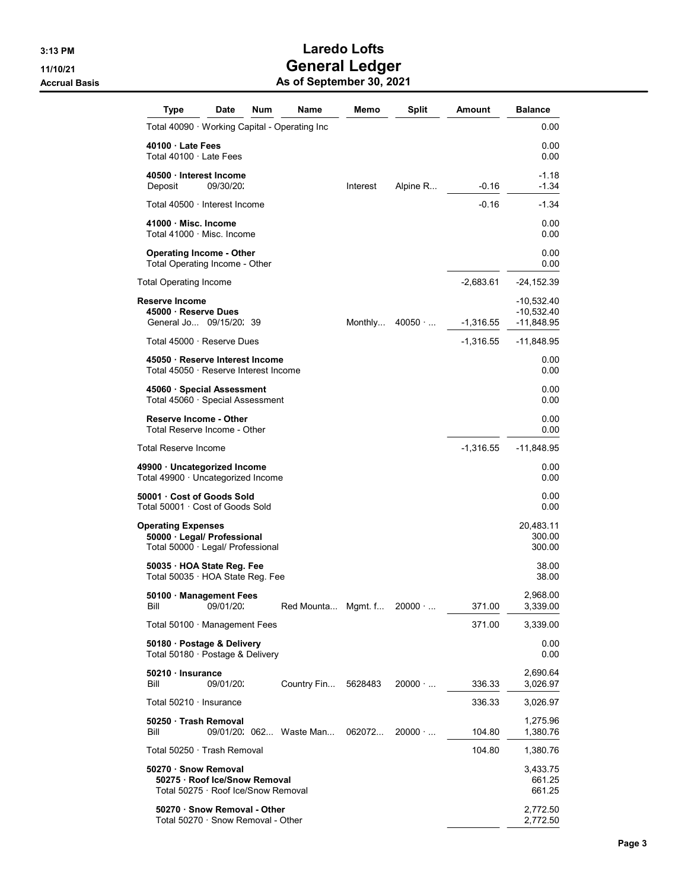# Laredo Lofts
# General Ledger
## As of September 30, 2021

3:13 PM
11/10/21
Accrual Basis

| Type | Date | Num | Name | Memo | Split | Amount | Balance |
|---|---|---|---|---|---|---|---|
| Total 40090 · Working Capital - Operating Inc | | | | | | | 0.00 |
| **40100 · Late Fees** | | | | | | | 0.00 |
| Total 40100 · Late Fees | | | | | | | 0.00 |
| **40500 · Interest Income** | | | | | | | -1.18 |
| Deposit | 09/30/20: | | | Interest | Alpine R... | -0.16 | -1.34 |
| Total 40500 · Interest Income | | | | | | -0.16 | -1.34 |
| **41000 · Misc. Income** | | | | | | | 0.00 |
| Total 41000 · Misc. Income | | | | | | | 0.00 |
| **Operating Income - Other** | | | | | | | 0.00 |
| Total Operating Income - Other | | | | | | | 0.00 |
| Total Operating Income | | | | | | -2,683.61 | -24,152.39 |
| **Reserve Income** | | | | | | | -10,532.40 |
| **45000 · Reserve Dues** | | | | | | | -10,532.40 |
| General Jo... | 09/15/20: | 39 | | Monthly... | 40050 · ... | -1,316.55 | -11,848.95 |
| Total 45000 · Reserve Dues | | | | | | -1,316.55 | -11,848.95 |
| **45050 · Reserve Interest Income** | | | | | | | 0.00 |
| Total 45050 · Reserve Interest Income | | | | | | | 0.00 |
| **45060 · Special Assessment** | | | | | | | 0.00 |
| Total 45060 · Special Assessment | | | | | | | 0.00 |
| **Reserve Income - Other** | | | | | | | 0.00 |
| Total Reserve Income - Other | | | | | | | 0.00 |
| Total Reserve Income | | | | | | -1,316.55 | -11,848.95 |
| **49900 · Uncategorized Income** | | | | | | | 0.00 |
| Total 49900 · Uncategorized Income | | | | | | | 0.00 |
| **50001 · Cost of Goods Sold** | | | | | | | 0.00 |
| Total 50001 · Cost of Goods Sold | | | | | | | 0.00 |
| **Operating Expenses** | | | | | | | 20,483.11 |
| **50000 · Legal/ Professional** | | | | | | | 300.00 |
| Total 50000 · Legal/ Professional | | | | | | | 300.00 |
| **50035 · HOA State Reg. Fee** | | | | | | | 38.00 |
| Total 50035 · HOA State Reg. Fee | | | | | | | 38.00 |
| **50100 · Management Fees** | | | | | | | 2,968.00 |
| Bill | 09/01/20: | | Red Mounta... | Mgmt. f... | 20000 · ... | 371.00 | 3,339.00 |
| Total 50100 · Management Fees | | | | | | 371.00 | 3,339.00 |
| **50180 · Postage & Delivery** | | | | | | | 0.00 |
| Total 50180 · Postage & Delivery | | | | | | | 0.00 |
| **50210 · Insurance** | | | | | | | 2,690.64 |
| Bill | 09/01/20: | | Country Fin... | 5628483 | 20000 · ... | 336.33 | 3,026.97 |
| Total 50210 · Insurance | | | | | | 336.33 | 3,026.97 |
| **50250 · Trash Removal** | | | | | | | 1,275.96 |
| Bill | 09/01/20: | 062... | Waste Man... | 062072... | 20000 · ... | 104.80 | 1,380.76 |
| Total 50250 · Trash Removal | | | | | | 104.80 | 1,380.76 |
| **50270 · Snow Removal** | | | | | | | 3,433.75 |
| **50275 · Roof Ice/Snow Removal** | | | | | | | 661.25 |
| Total 50275 · Roof Ice/Snow Removal | | | | | | | 661.25 |
| **50270 · Snow Removal - Other** | | | | | | | 2,772.50 |
| Total 50270 · Snow Removal - Other | | | | | | | 2,772.50 |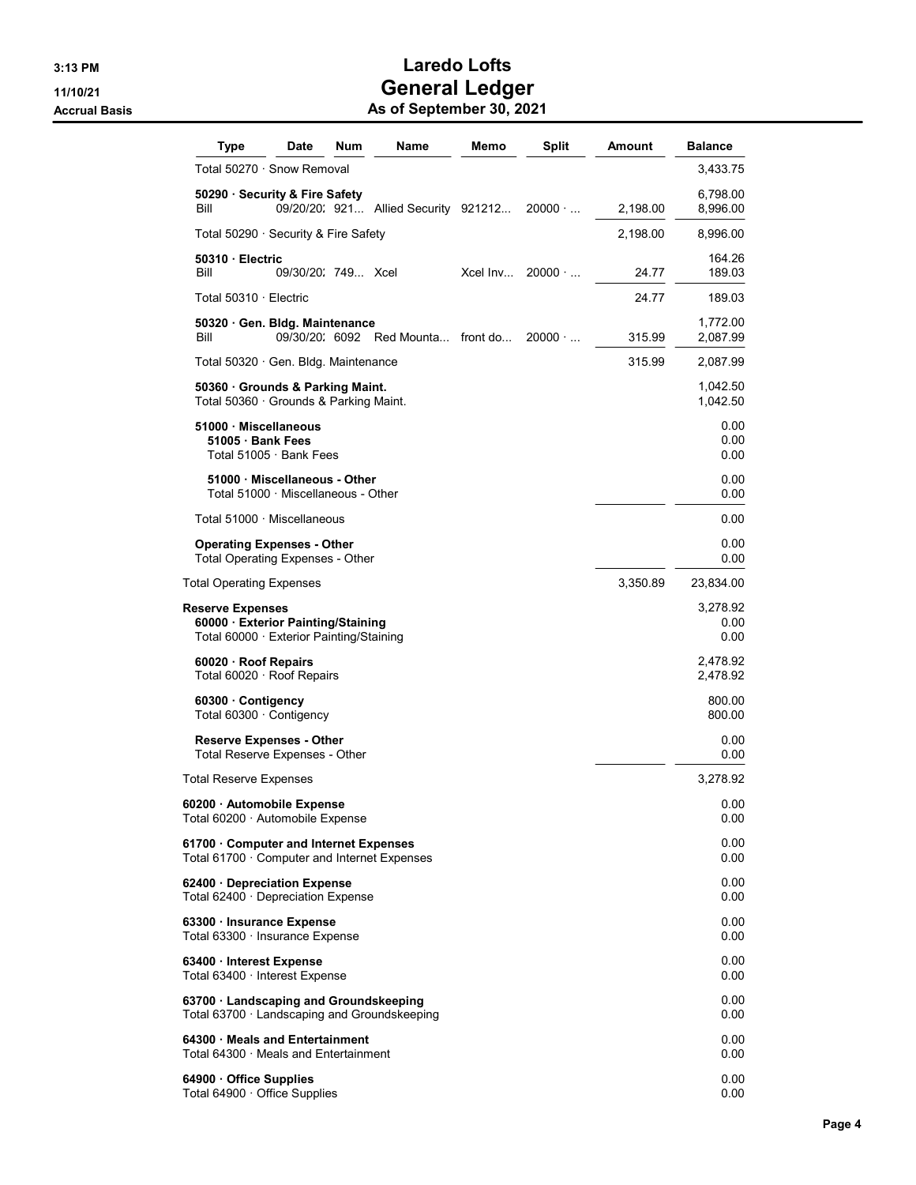# Laredo Lofts
## General Ledger
### As of September 30, 2021

3:13 PM
11/10/21
Accrual Basis

| Type | Date | Num | Name | Memo | Split | Amount | Balance |
|---|---|---|---|---|---|---|---|
| Total 50270 · Snow Removal | | | | | | | 3,433.75 |
| **50290 · Security & Fire Safety** | | | | | | | 6,798.00 |
| Bill | 09/20/20: | 921... | Allied Security | 921212... | 20000 · ... | 2,198.00 | 8,996.00 |
| Total 50290 · Security & Fire Safety | | | | | | 2,198.00 | 8,996.00 |
| **50310 · Electric** | | | | | | | 164.26 |
| Bill | 09/30/20: | 749... | Xcel | Xcel Inv... | 20000 · ... | 24.77 | 189.03 |
| Total 50310 · Electric | | | | | | 24.77 | 189.03 |
| **50320 · Gen. Bldg. Maintenance** | | | | | | | 1,772.00 |
| Bill | 09/30/20: | 6092 | Red Mounta... | front do... | 20000 · ... | 315.99 | 2,087.99 |
| Total 50320 · Gen. Bldg. Maintenance | | | | | | 315.99 | 2,087.99 |
| **50360 · Grounds & Parking Maint.** | | | | | | | 1,042.50 |
| Total 50360 · Grounds & Parking Maint. | | | | | | | 1,042.50 |
| **51000 · Miscellaneous** | | | | | | | 0.00 |
| **51005 · Bank Fees** | | | | | | | 0.00 |
| Total 51005 · Bank Fees | | | | | | | 0.00 |
| **51000 · Miscellaneous - Other** | | | | | | | 0.00 |
| Total 51000 · Miscellaneous - Other | | | | | | | 0.00 |
| Total 51000 · Miscellaneous | | | | | | | 0.00 |
| **Operating Expenses - Other** | | | | | | | 0.00 |
| Total Operating Expenses - Other | | | | | | | 0.00 |
| Total Operating Expenses | | | | | | 3,350.89 | 23,834.00 |
| **Reserve Expenses** | | | | | | | 3,278.92 |
| **60000 · Exterior Painting/Staining** | | | | | | | 0.00 |
| Total 60000 · Exterior Painting/Staining | | | | | | | 0.00 |
| **60020 · Roof Repairs** | | | | | | | 2,478.92 |
| Total 60020 · Roof Repairs | | | | | | | 2,478.92 |
| **60300 · Contigency** | | | | | | | 800.00 |
| Total 60300 · Contigency | | | | | | | 800.00 |
| **Reserve Expenses - Other** | | | | | | | 0.00 |
| Total Reserve Expenses - Other | | | | | | | 0.00 |
| Total Reserve Expenses | | | | | | | 3,278.92 |
| **60200 · Automobile Expense** | | | | | | | 0.00 |
| Total 60200 · Automobile Expense | | | | | | | 0.00 |
| **61700 · Computer and Internet Expenses** | | | | | | | 0.00 |
| Total 61700 · Computer and Internet Expenses | | | | | | | 0.00 |
| **62400 · Depreciation Expense** | | | | | | | 0.00 |
| Total 62400 · Depreciation Expense | | | | | | | 0.00 |
| **63300 · Insurance Expense** | | | | | | | 0.00 |
| Total 63300 · Insurance Expense | | | | | | | 0.00 |
| **63400 · Interest Expense** | | | | | | | 0.00 |
| Total 63400 · Interest Expense | | | | | | | 0.00 |
| **63700 · Landscaping and Groundskeeping** | | | | | | | 0.00 |
| Total 63700 · Landscaping and Groundskeeping | | | | | | | 0.00 |
| **64300 · Meals and Entertainment** | | | | | | | 0.00 |
| Total 64300 · Meals and Entertainment | | | | | | | 0.00 |
| **64900 · Office Supplies** | | | | | | | 0.00 |
| Total 64900 · Office Supplies | | | | | | | 0.00 |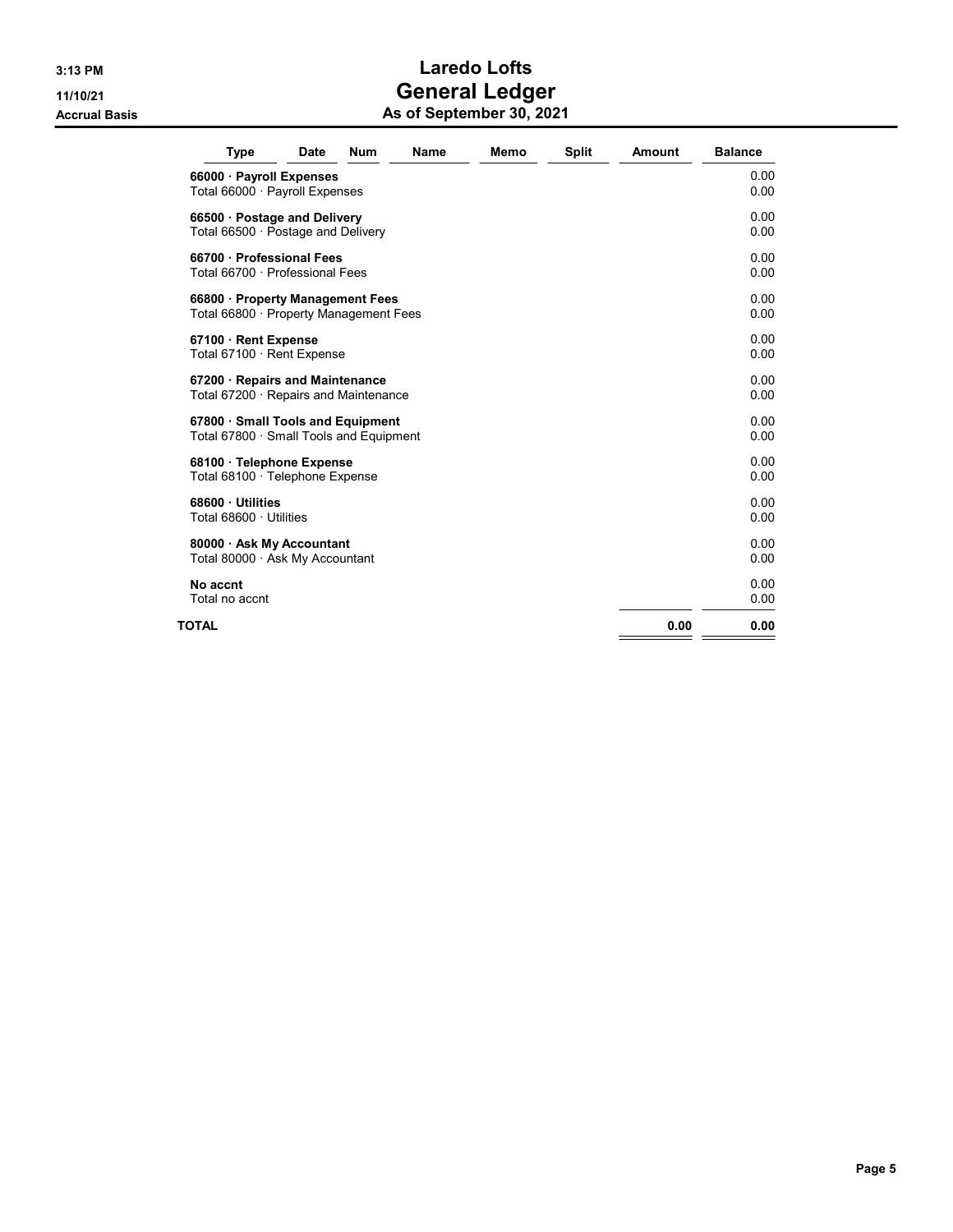# Laredo Lofts
## General Ledger
### As of September 30, 2021

3:13 PM
11/10/21
Accrual Basis

| Type | Date | Num | Name | Memo | Split | Amount | Balance |
|---|---|---|---|---|---|---|---|
| **66000 · Payroll Expenses** | | | | | | | 0.00 |
| Total 66000 · Payroll Expenses | | | | | | | 0.00 |
| **66500 · Postage and Delivery** | | | | | | | 0.00 |
| Total 66500 · Postage and Delivery | | | | | | | 0.00 |
| **66700 · Professional Fees** | | | | | | | 0.00 |
| Total 66700 · Professional Fees | | | | | | | 0.00 |
| **66800 · Property Management Fees** | | | | | | | 0.00 |
| Total 66800 · Property Management Fees | | | | | | | 0.00 |
| **67100 · Rent Expense** | | | | | | | 0.00 |
| Total 67100 · Rent Expense | | | | | | | 0.00 |
| **67200 · Repairs and Maintenance** | | | | | | | 0.00 |
| Total 67200 · Repairs and Maintenance | | | | | | | 0.00 |
| **67800 · Small Tools and Equipment** | | | | | | | 0.00 |
| Total 67800 · Small Tools and Equipment | | | | | | | 0.00 |
| **68100 · Telephone Expense** | | | | | | | 0.00 |
| Total 68100 · Telephone Expense | | | | | | | 0.00 |
| **68600 · Utilities** | | | | | | | 0.00 |
| Total 68600 · Utilities | | | | | | | 0.00 |
| **80000 · Ask My Accountant** | | | | | | | 0.00 |
| Total 80000 · Ask My Accountant | | | | | | | 0.00 |
| **No accnt** | | | | | | | 0.00 |
| Total no accnt | | | | | | | 0.00 |
| **TOTAL** | | | | | | **0.00** | **0.00** |